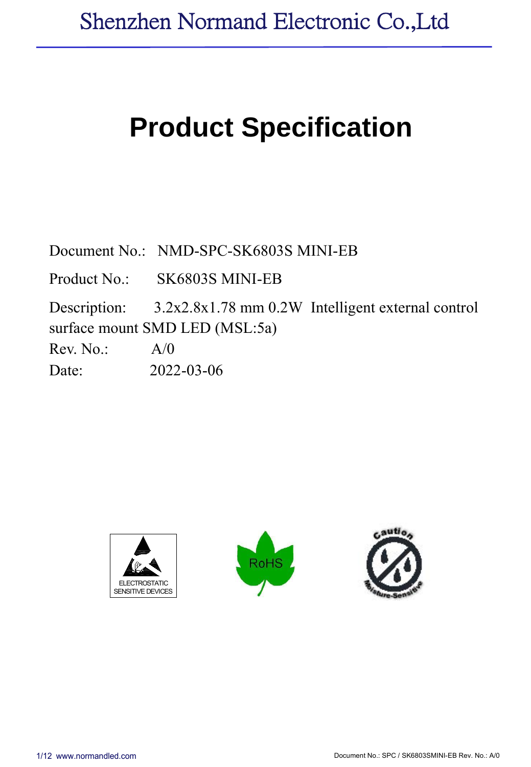Shenzhen Normand Electronic Co.,Ltd

# Product Specification

Document No.: NMD-SPC-SK6803S MINI-EB

Product No.: SK6803S MINI-EB

Description: 3.2x2.8x1.78 mm 0.2W Intelligent external control surface mount SMD LED (MSL:5a)

Rev. No.: A/0

Date: 2022-03-06

ELECTROSTATIC SENSITIVE DEVICES

RoHS

Caution Moisture-Sensitive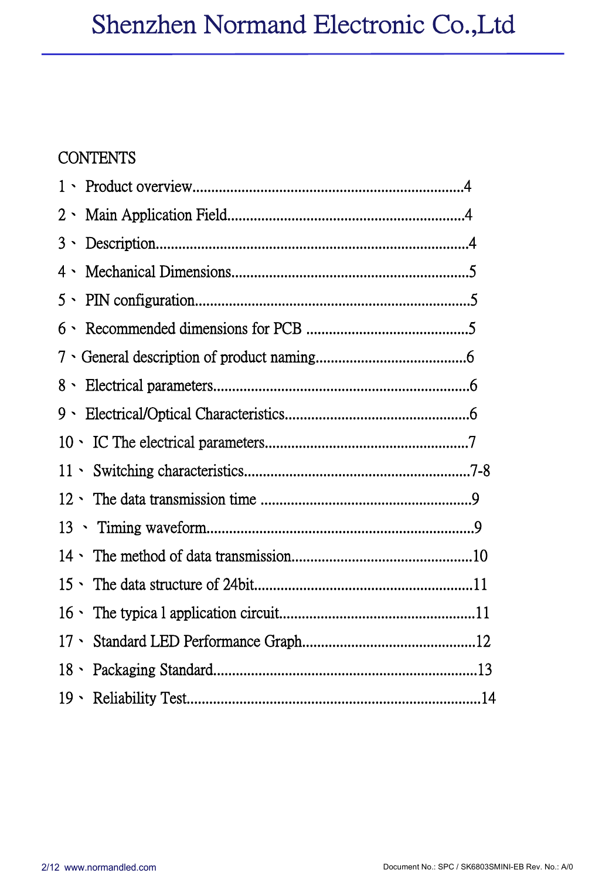CONTENTS

1、 Product overview.......................................................................4

2、 Main Application Field..............................................................4

3、 Description..................................................................................4

4、 Mechanical Dimensions..............................................................5

5、 PIN configuration........................................................................5

6、 Recommended dimensions for PCB ...........................................5

7、General description of product naming........................................6

8、 Electrical parameters...................................................................6

9、 Electrical/Optical Characteristics................................................6

10、 IC The electrical parameters.....................................................7

11、 Switching characteristics...........................................................7-8

12、 The data transmission time .......................................................9

13 、 Timing waveform......................................................................9

14、 The method of data transmission...............................................10

15、 The data structure of 24bit.........................................................11

16、 The typica l application circuit....................................................11

17、 Standard LED Performance Graph.............................................12

18、 Packaging Standard.....................................................................13

19、 Reliability Test.............................................................................14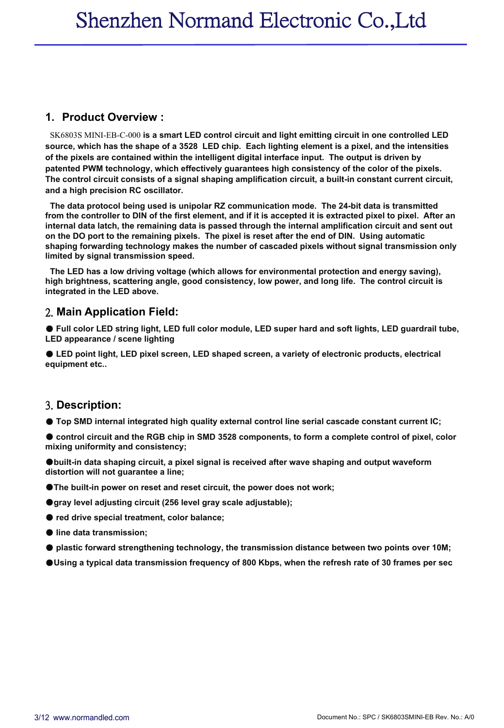## 1. Product Overview :

SK6803S MINI-EB-C-000 **is a smart LED control circuit and light emitting circuit in one controlled LED source, which has the shape of a 3528 LED chip. Each lighting element is a pixel, and the intensities of the pixels are contained within the intelligent digital interface input. The output is driven by patented PWM technology, which effectively guarantees high consistency of the color of the pixels. The control circuit consists of a signal shaping amplification circuit, a built-in constant current circuit, and a high precision RC oscillator.**

**The data protocol being used is unipolar RZ communication mode. The 24-bit data is transmitted from the controller to DIN of the first element, and if it is accepted it is extracted pixel to pixel. After an internal data latch, the remaining data is passed through the internal amplification circuit and sent out on the DO port to the remaining pixels. The pixel is reset after the end of DIN. Using automatic shaping forwarding technology makes the number of cascaded pixels without signal transmission only limited by signal transmission speed.**

**The LED has a low driving voltage (which allows for environmental protection and energy saving), high brightness, scattering angle, good consistency, low power, and long life. The control circuit is integrated in the LED above.**

## 2. Main Application Field:

- **Full color LED string light, LED full color module, LED super hard and soft lights, LED guardrail tube, LED appearance / scene lighting**
- **LED point light, LED pixel screen, LED shaped screen, a variety of electronic products, electrical equipment etc..**

## 3. Description:

- **Top SMD internal integrated high quality external control line serial cascade constant current IC;**
- **control circuit and the RGB chip in SMD 3528 components, to form a complete control of pixel, color mixing uniformity and consistency;**
- **built-in data shaping circuit, a pixel signal is received after wave shaping and output waveform distortion will not guarantee a line;**
- **The built-in power on reset and reset circuit, the power does not work;**
- **gray level adjusting circuit (256 level gray scale adjustable);**
- **red drive special treatment, color balance;**
- **line data transmission;**
- **plastic forward strengthening technology, the transmission distance between two points over 10M;**
- **Using a typical data transmission frequency of 800 Kbps, when the refresh rate of 30 frames per sec**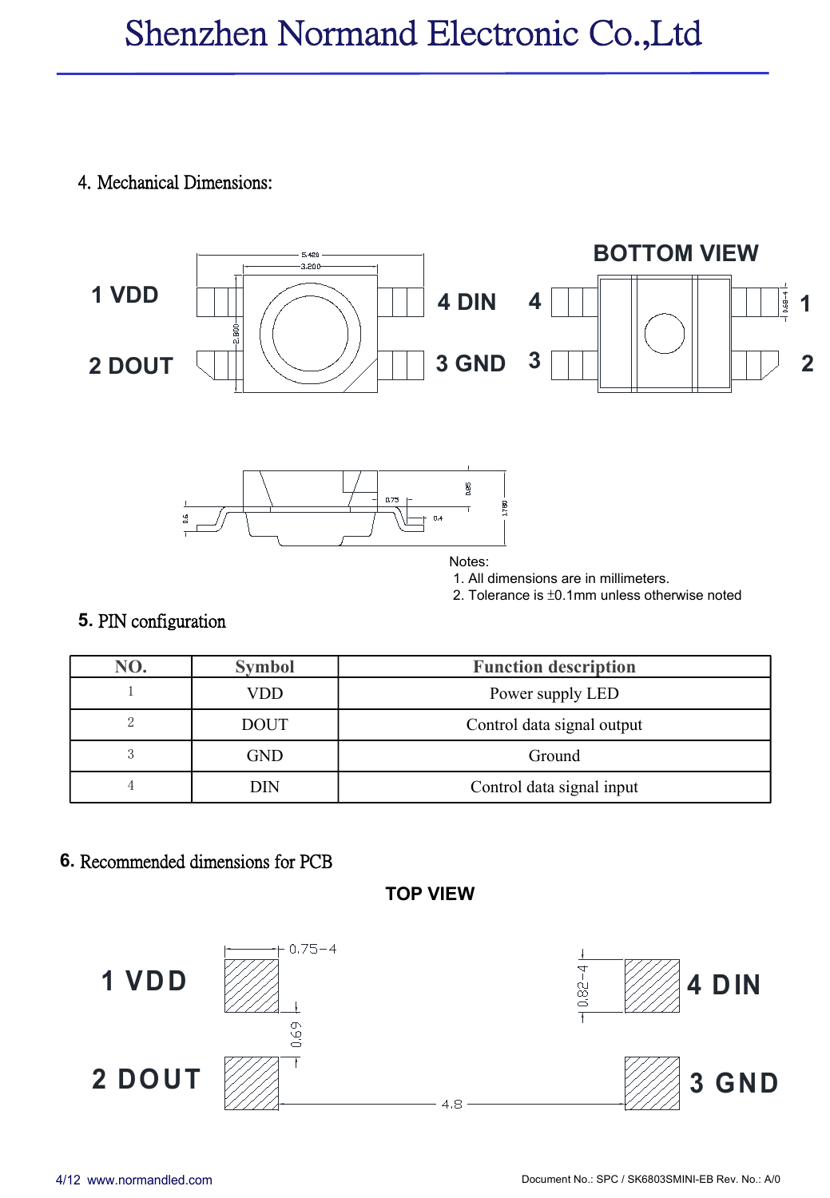## 4. Mechanical Dimensions:

1 VDD

2 DOUT

4 DIN

3 GND

BOTTOM VIEW

Notes:

1. All dimensions are in millimeters.
2. Tolerance is ±0.1mm unless otherwise noted

## 5. PIN configuration

| NO. | Symbol | Function description |
|---|---|---|
| 1 | VDD | Power supply LED |
| 2 | DOUT | Control data signal output |
| 3 | GND | Ground |
| 4 | DIN | Control data signal input |

## 6. Recommended dimensions for PCB

TOP VIEW

1 VDD

2 DOUT

4 DIN

3 GND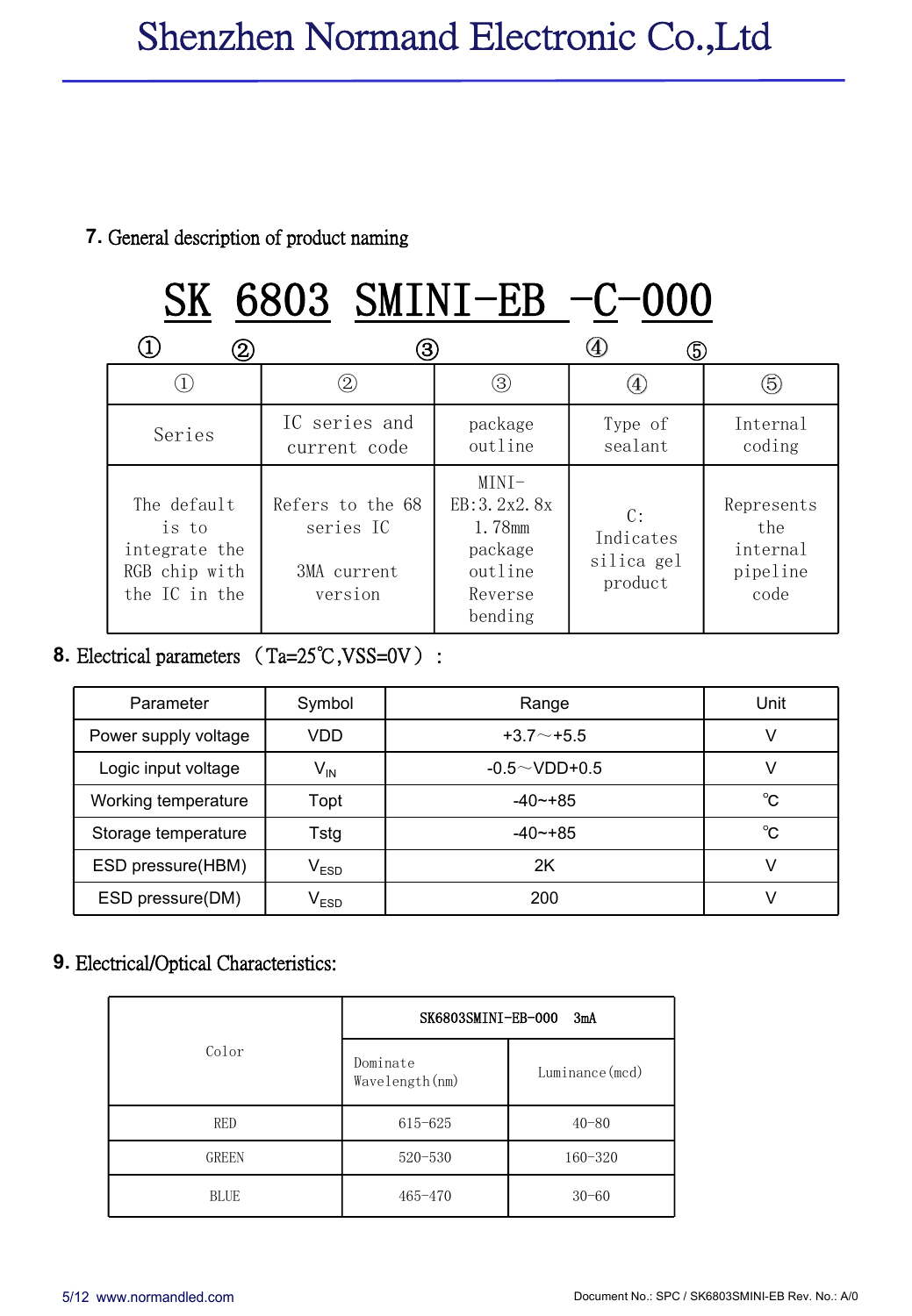## 7. General description of product naming

SK 6803 SMINI-EB -C-000

① ② ③ ④ ⑤

| ① | ② | ③ | ④ | ⑤ |
|---|---|---|---|---|
| Series | IC series and current code | package outline | Type of sealant | Internal coding |
| The default is to integrate the RGB chip with the IC in the | Refers to the 68 series IC<br><br>3MA current version | MINI-EB:3.2x2.8x1.78mm package outline Reverse bending | C: Indicates silica gel product | Represents the internal pipeline code |

## 8. Electrical parameters（Ta=25℃,VSS=0V）:

| Parameter | Symbol | Range | Unit |
|---|---|---|---|
| Power supply voltage | VDD | +3.7～+5.5 | V |
| Logic input voltage | $V_{IN}$ | -0.5～VDD+0.5 | V |
| Working temperature | Topt | -40~+85 | ℃ |
| Storage temperature | Tstg | -40~+85 | ℃ |
| ESD pressure(HBM) | $V_{ESD}$ | 2K | V |
| ESD pressure(DM) | $V_{ESD}$ | 200 | V |

## 9. Electrical/Optical Characteristics:

| Color | SK6803SMINI-EB-000 3mA | |
|---|---|---|
| | Dominate Wavelength(nm) | Luminance(mcd) |
| RED | 615-625 | 40-80 |
| GREEN | 520-530 | 160-320 |
| BLUE | 465-470 | 30-60 |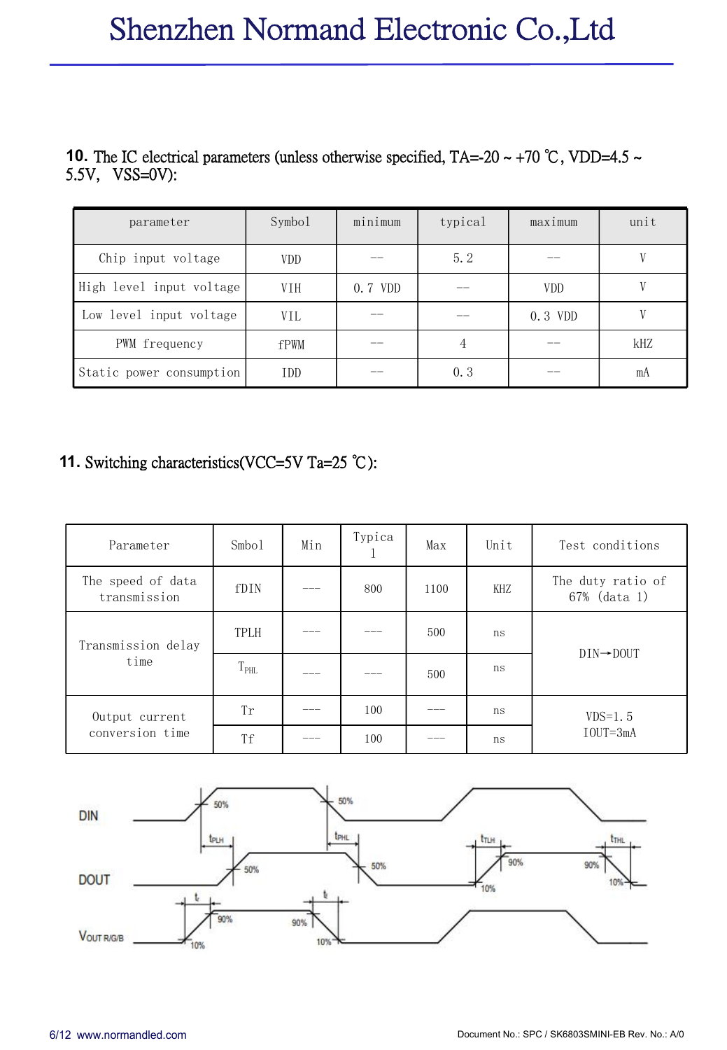## 10. The IC electrical parameters (unless otherwise specified, TA=-20 ~ +70 ℃, VDD=4.5 ~ 5.5V, VSS=0V):

| parameter | Symbol | minimum | typical | maximum | unit |
|---|---|---|---|---|---|
| Chip input voltage | VDD | -- | 5.2 | -- | V |
| High level input voltage | VIH | 0.7 VDD | -- | VDD | V |
| Low level input voltage | VIL | -- | -- | 0.3 VDD | V |
| PWM frequency | fPWM | -- | 4 | -- | kHZ |
| Static power consumption | IDD | -- | 0.3 | -- | mA |

## 11. Switching characteristics(VCC=5V Ta=25 ℃):

| Parameter | Smbol | Min | Typical | Max | Unit | Test conditions |
|---|---|---|---|---|---|---|
| The speed of data transmission | fDIN | --- | 800 | 1100 | KHZ | The duty ratio of 67% (data 1) |
| Transmission delay time | TPLH | --- | --- | 500 | ns | DIN→DOUT |
| | $T_{PHL}$ | --- | --- | 500 | ns | |
| Output current conversion time | Tr | --- | 100 | --- | ns | VDS=1.5 IOUT=3mA |
| | Tf | --- | 100 | --- | ns | |

DIN

DOUT

$V_{OUT\ R/G/B}$

$t_{PLH}$ $t_{PHL}$ $t_{TLH}$ $t_{THL}$ $t_r$ $t_f$

50% 90% 10%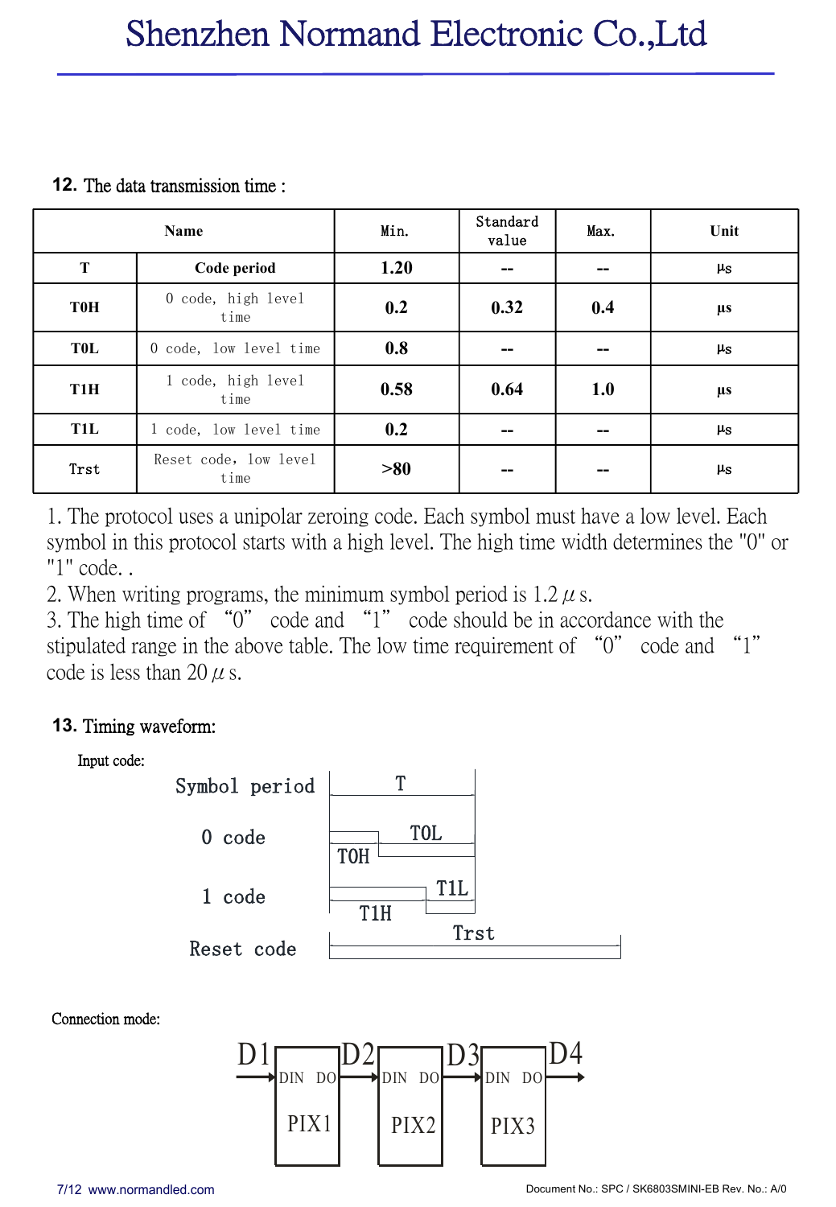## 12. The data transmission time :

| Name | | Min. | Standard value | Max. | Unit |
|---|---|---|---|---|---|
| T | Code period | 1.20 | -- | -- | μs |
| T0H | 0 code, high level time | 0.2 | 0.32 | 0.4 | μs |
| T0L | 0 code, low level time | 0.8 | -- | -- | μs |
| T1H | 1 code, high level time | 0.58 | 0.64 | 1.0 | μs |
| T1L | 1 code, low level time | 0.2 | -- | -- | μs |
| Trst | Reset code, low level time | >80 | -- | -- | μs |

1. The protocol uses a unipolar zeroing code. Each symbol must have a low level. Each symbol in this protocol starts with a high level. The high time width determines the "0" or "1" code. .
2. When writing programs, the minimum symbol period is 1.2 $\mu$ s.
3. The high time of "0" code and "1" code should be in accordance with the stipulated range in the above table. The low time requirement of "0" code and "1" code is less than 20 $\mu$ s.

## 13. Timing waveform:

Input code:

Symbol period — T

0 code — T0H, T0L

1 code — T1H, T1L

Reset code — Trst

Connection mode:

D1 → DIN PIX1 DO → D2 → DIN PIX2 DO → D3 → DIN PIX3 DO → D4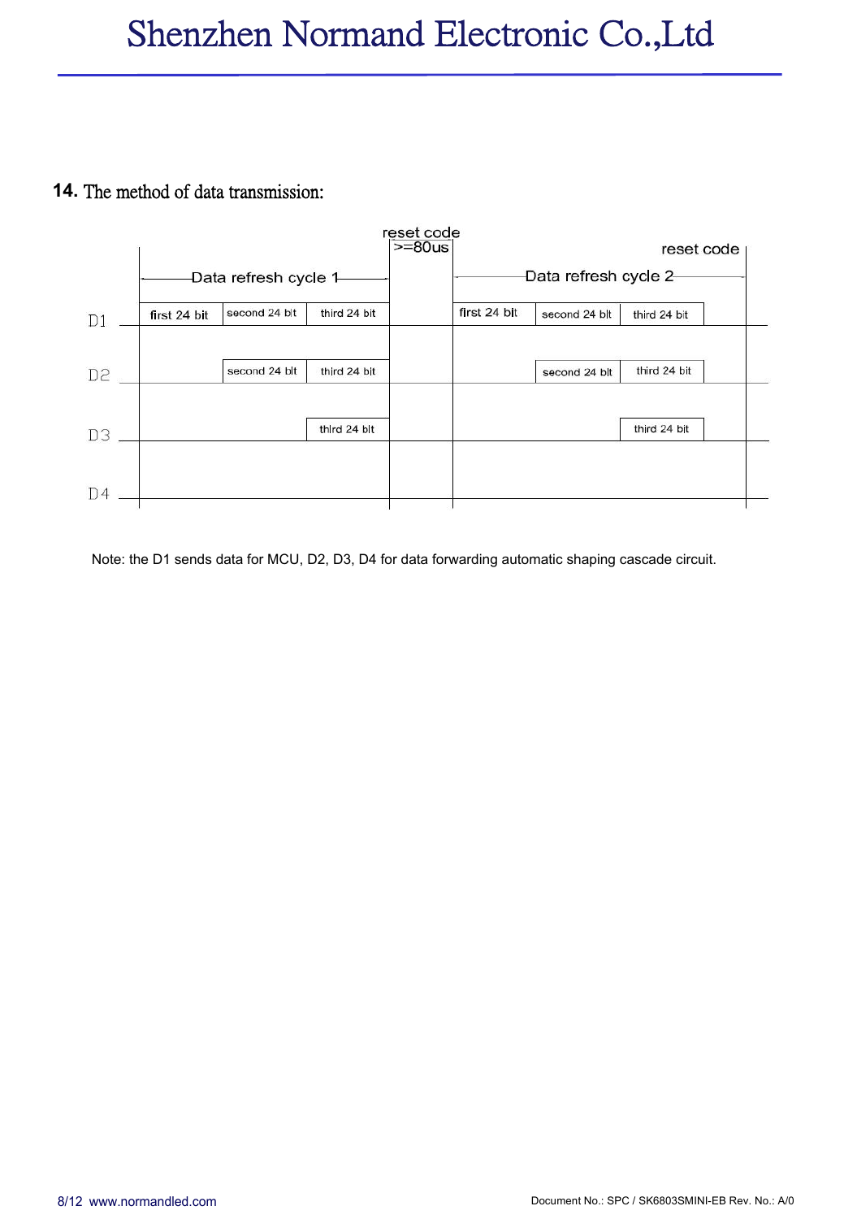## 14. The method of data transmission:

| | Data refresh cycle 1 | | | reset code >=80us | Data refresh cycle 2 | | | reset code |
|---|---|---|---|---|---|---|---|---|
| D1 | first 24 bit | second 24 bit | third 24 bit | | first 24 bit | second 24 bit | third 24 bit | |
| D2 | | second 24 bit | third 24 bit | | | second 24 bit | third 24 bit | |
| D3 | | | third 24 bit | | | | third 24 bit | |
| D4 | | | | | | | | |

Note: the D1 sends data for MCU, D2, D3, D4 for data forwarding automatic shaping cascade circuit.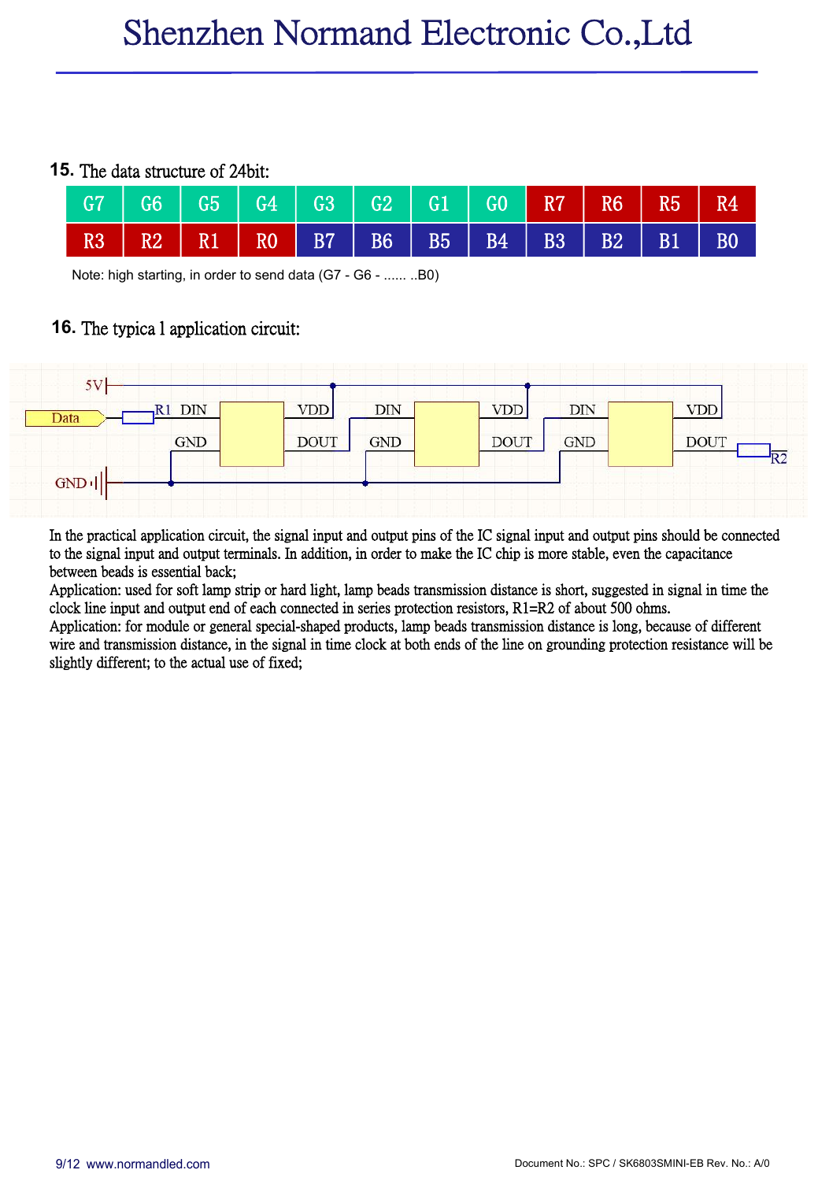## 15. The data structure of 24bit:

| G7 | G6 | G5 | G4 | G3 | G2 | G1 | G0 | R7 | R6 | R5 | R4 |
|---|---|---|---|---|---|---|---|---|---|---|---|
| R3 | R2 | R1 | R0 | B7 | B6 | B5 | B4 | B3 | B2 | B1 | B0 |

Note: high starting, in order to send data (G7 - G6 - ...... ..B0)

## 16. The typica l application circuit:

In the practical application circuit, the signal input and output pins of the IC signal input and output pins should be connected to the signal input and output terminals. In addition, in order to make the IC chip is more stable, even the capacitance between beads is essential back;

Application: used for soft lamp strip or hard light, lamp beads transmission distance is short, suggested in signal in time the clock line input and output end of each connected in series protection resistors, R1=R2 of about 500 ohms.

Application: for module or general special-shaped products, lamp beads transmission distance is long, because of different wire and transmission distance, in the signal in time clock at both ends of the line on grounding protection resistance will be slightly different; to the actual use of fixed;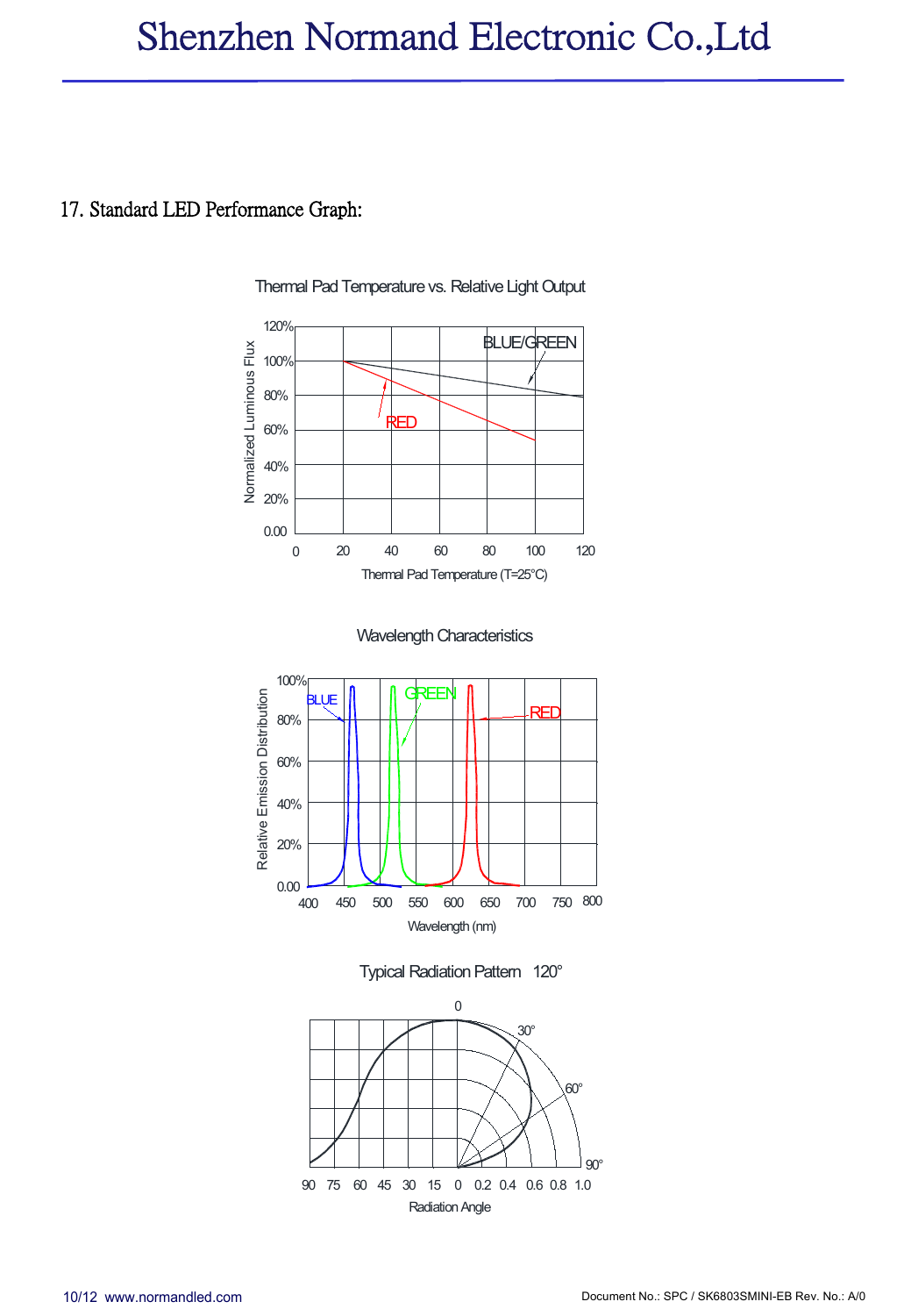## 17. Standard LED Performance Graph:

Thermal Pad Temperature vs. Relative Light Output

Wavelength Characteristics

Typical Radiation Pattern 120°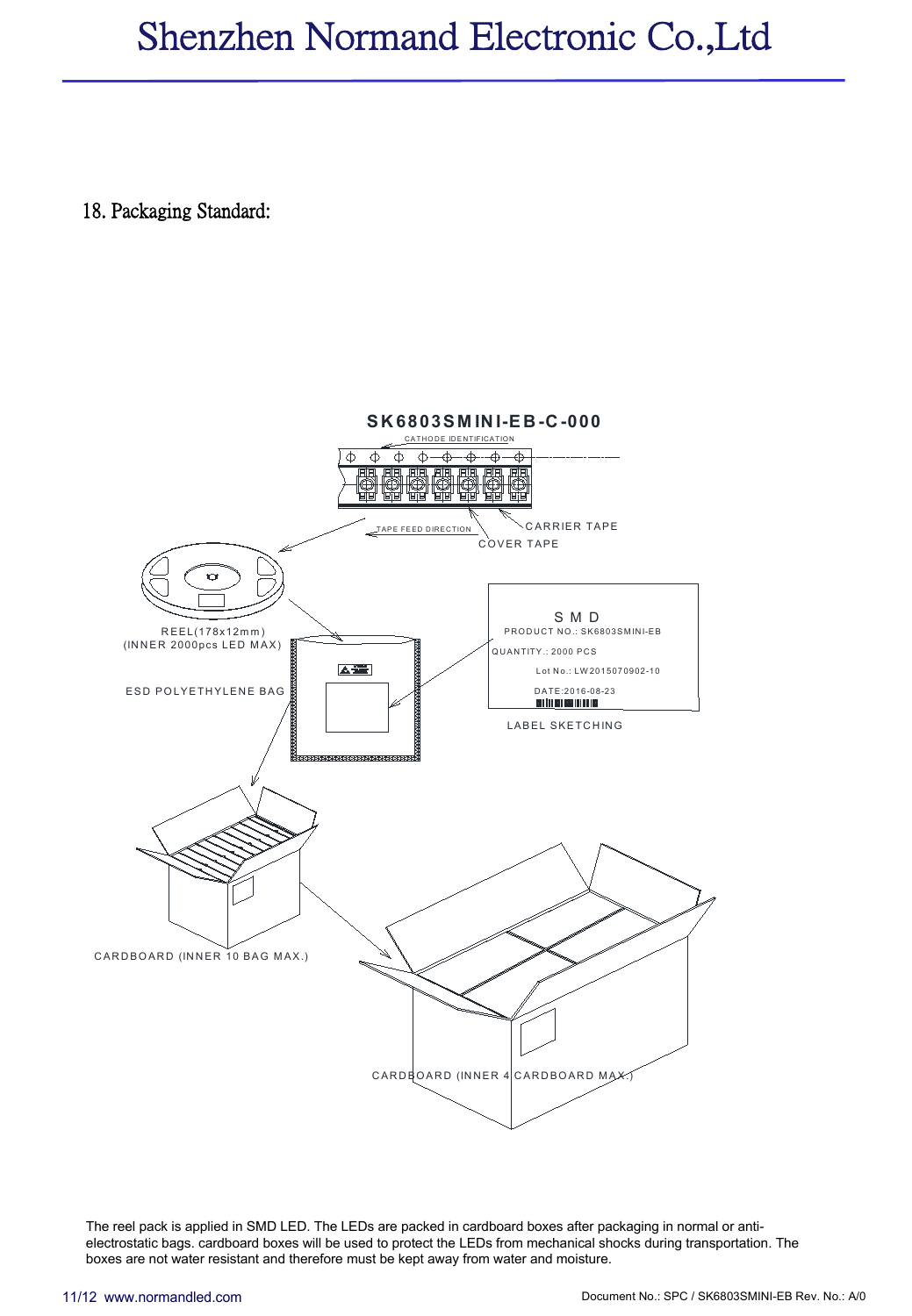## 18. Packaging Standard:

SK6803SMINI-EB-C-000

CATHODE IDENTIFICATION

TAPE FEED DIRECTION

CARRIER TAPE

COVER TAPE

REEL(178x12mm)
(INNER 2000pcs LED MAX)

ESD POLYETHYLENE BAG

S M D
PRODUCT NO.: SK6803SMINI-EB
QUANTITY.: 2000 PCS
Lot No.: LW2015070902-10
DATE:2016-08-23

LABEL SKETCHING

CARDBOARD (INNER 10 BAG MAX.)

CARDBOARD (INNER 4 CARDBOARD MAX.)

The reel pack is applied in SMD LED. The LEDs are packed in cardboard boxes after packaging in normal or anti-electrostatic bags. cardboard boxes will be used to protect the LEDs from mechanical shocks during transportation. The boxes are not water resistant and therefore must be kept away from water and moisture.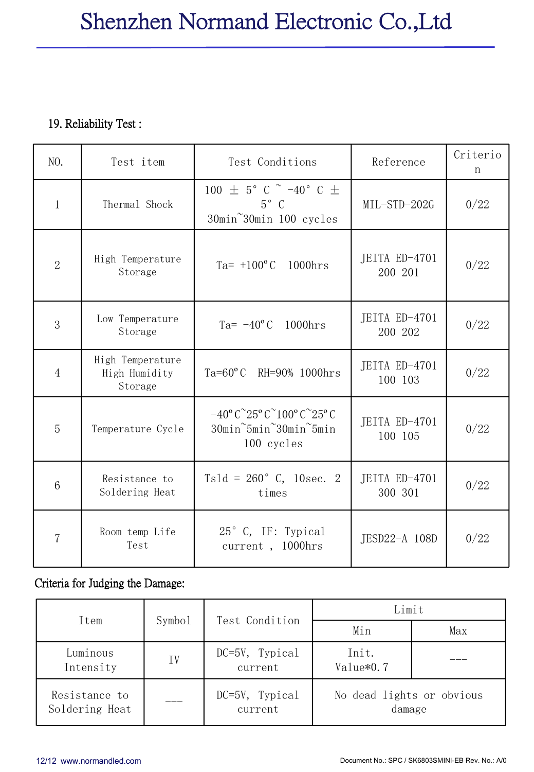## 19. Reliability Test :

| NO. | Test item | Test Conditions | Reference | Criterion |
|---|---|---|---|---|
| 1 | Thermal Shock | 100 ± 5° C ~ -40° C ± 5° C 30min~30min 100 cycles | MIL-STD-202G | 0/22 |
| 2 | High Temperature Storage | Ta= +100°C 1000hrs | JEITA ED-4701 200 201 | 0/22 |
| 3 | Low Temperature Storage | Ta= -40°C 1000hrs | JEITA ED-4701 200 202 | 0/22 |
| 4 | High Temperature High Humidity Storage | Ta=60°C RH=90% 1000hrs | JEITA ED-4701 100 103 | 0/22 |
| 5 | Temperature Cycle | -40°C~25°C~100°C~25°C 30min~5min~30min~5min 100 cycles | JEITA ED-4701 100 105 | 0/22 |
| 6 | Resistance to Soldering Heat | Tsld = 260° C, 10sec. 2 times | JEITA ED-4701 300 301 | 0/22 |
| 7 | Room temp Life Test | 25° C, IF: Typical current , 1000hrs | JESD22-A 108D | 0/22 |

### Criteria for Judging the Damage:

| Item | Symbol | Test Condition | Limit | |
|---|---|---|---|---|
| | | | Min | Max |
| Luminous Intensity | IV | DC=5V, Typical current | Init. Value*0.7 | --- |
| Resistance to Soldering Heat | --- | DC=5V, Typical current | No dead lights or obvious damage | |